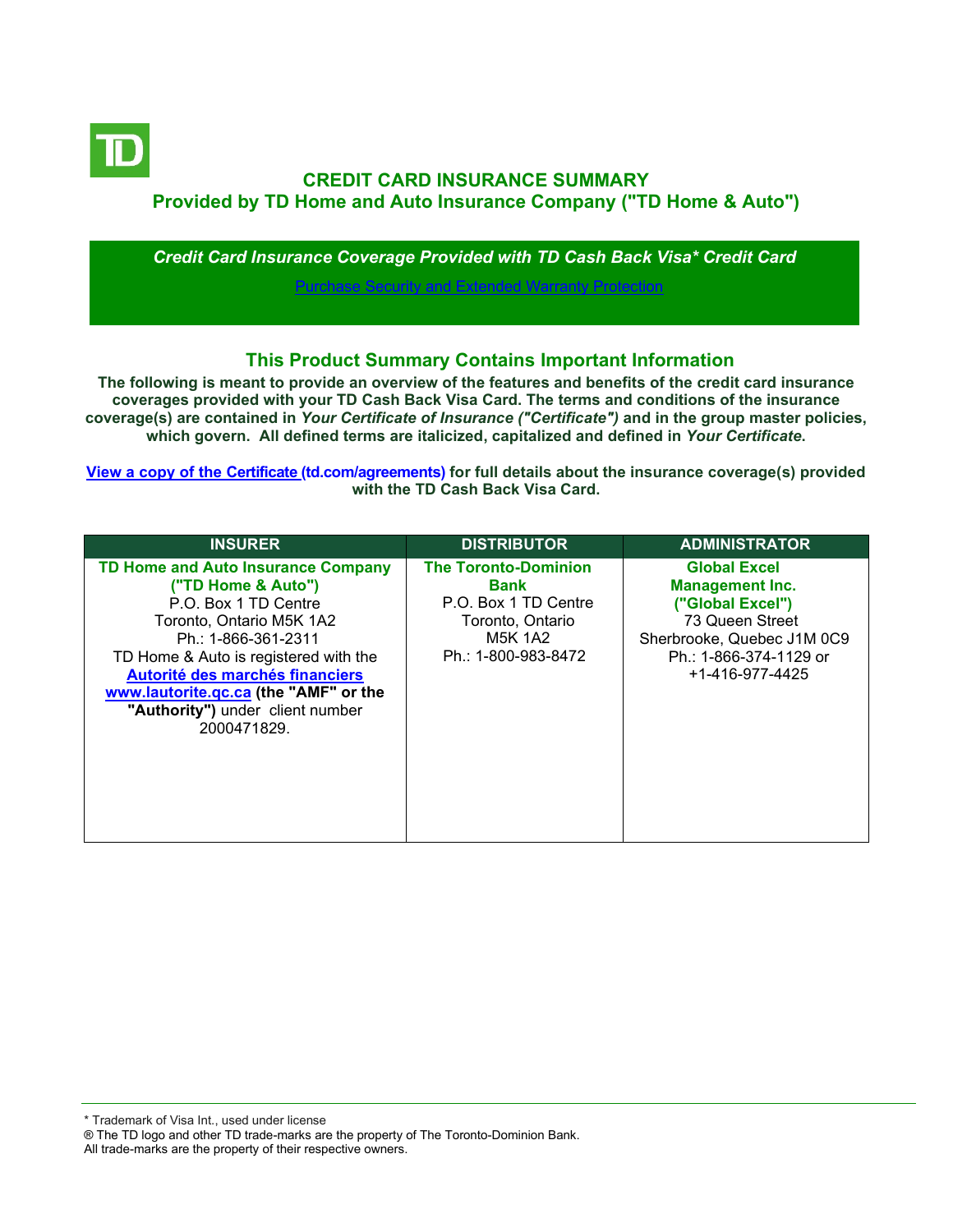# CREDIT CARD INSURANCE SUMMARY

## Provided by TD Home and Auto Insurance Company ("TD Home & Auto")

***Credit Card Insurance Coverage Provided with TD Cash Back Visa* Credit Card***

Purchase Security and Extended Warranty Protection

## This Product Summary Contains Important Information

**The following is meant to provide an overview of the features and benefits of the credit card insurance coverages provided with your TD Cash Back Visa Card. The terms and conditions of the insurance coverage(s) are contained in *Your Certificate of Insurance ("Certificate")* and in the group master policies, which govern. All defined terms are italicized, capitalized and defined in *Your Certificate*.**

**View a copy of the Certificate (td.com/agreements) for full details about the insurance coverage(s) provided with the TD Cash Back Visa Card.**

| INSURER | DISTRIBUTOR | ADMINISTRATOR |
|---|---|---|
| **TD Home and Auto Insurance Company ("TD Home & Auto")** P.O. Box 1 TD Centre Toronto, Ontario M5K 1A2 Ph.: 1-866-361-2311 TD Home & Auto is registered with the **Autorité des marchés financiers www.lautorite.qc.ca (the "AMF" or the "Authority")** under client number 2000471829. | **The Toronto-Dominion Bank** P.O. Box 1 TD Centre Toronto, Ontario M5K 1A2 Ph.: 1-800-983-8472 | **Global Excel Management Inc. ("Global Excel")** 73 Queen Street Sherbrooke, Quebec J1M 0C9 Ph.: 1-866-374-1129 or +1-416-977-4425 |

* Trademark of Visa Int., used under license
® The TD logo and other TD trade-marks are the property of The Toronto-Dominion Bank.
All trade-marks are the property of their respective owners.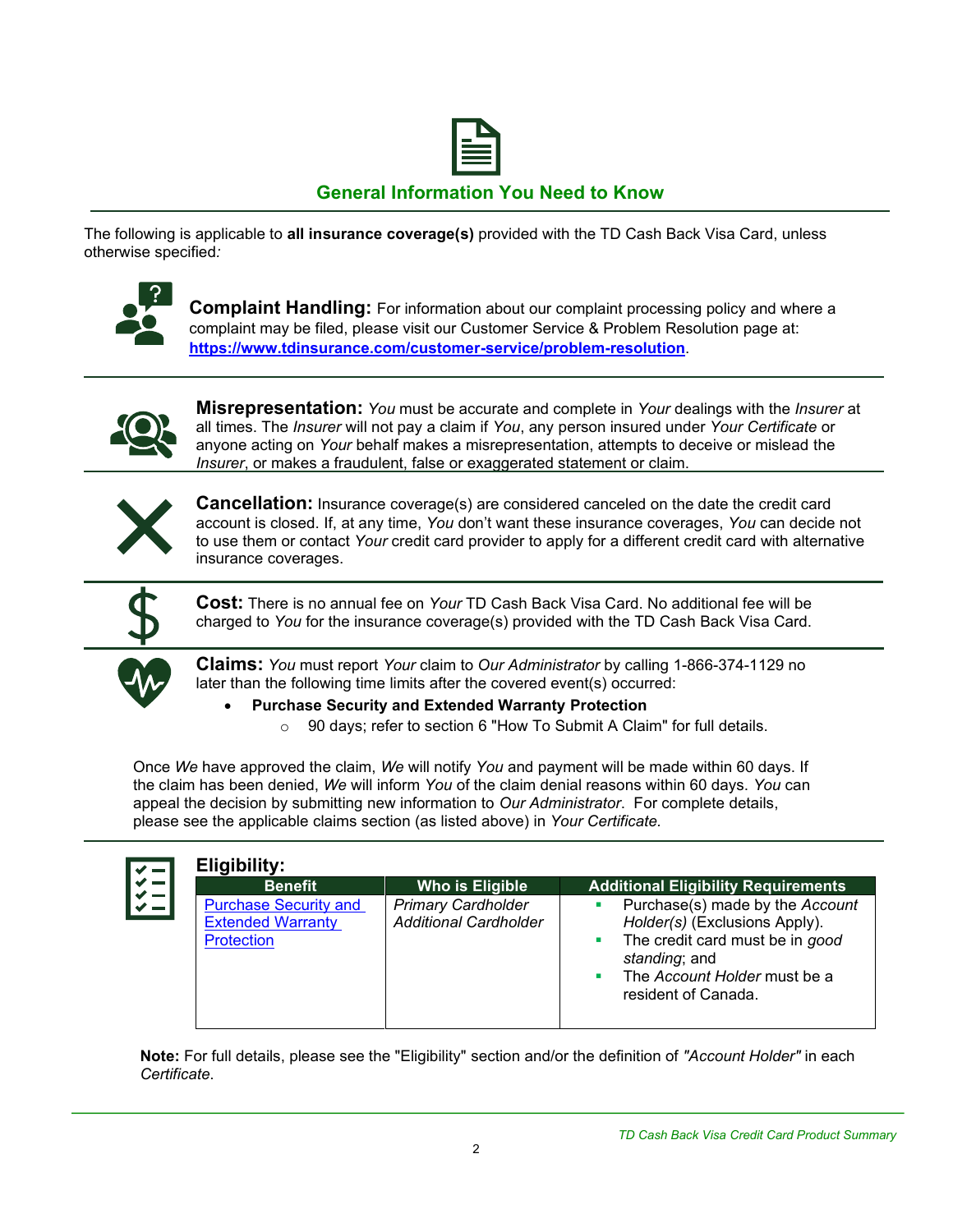## General Information You Need to Know

The following is applicable to **all insurance coverage(s)** provided with the TD Cash Back Visa Card, unless otherwise specified*:*

**Complaint Handling:** For information about our complaint processing policy and where a complaint may be filed, please visit our Customer Service & Problem Resolution page at: **https://www.tdinsurance.com/customer-service/problem-resolution**.

**Misrepresentation:** *You* must be accurate and complete in *Your* dealings with the *Insurer* at all times. The *Insurer* will not pay a claim if *You*, any person insured under *Your Certificate* or anyone acting on *Your* behalf makes a misrepresentation, attempts to deceive or mislead the *Insurer*, or makes a fraudulent, false or exaggerated statement or claim.

**Cancellation:** Insurance coverage(s) are considered canceled on the date the credit card account is closed. If, at any time, *You* don't want these insurance coverages, *You* can decide not to use them or contact *Your* credit card provider to apply for a different credit card with alternative insurance coverages.

**Cost:** There is no annual fee on *Your* TD Cash Back Visa Card. No additional fee will be charged to *You* for the insurance coverage(s) provided with the TD Cash Back Visa Card.

**Claims:** *You* must report *Your* claim to *Our Administrator* by calling 1-866-374-1129 no later than the following time limits after the covered event(s) occurred:

- **Purchase Security and Extended Warranty Protection**
  - 90 days; refer to section 6 "How To Submit A Claim" for full details.

Once *We* have approved the claim, *We* will notify *You* and payment will be made within 60 days. If the claim has been denied, *We* will inform *You* of the claim denial reasons within 60 days. *You* can appeal the decision by submitting new information to *Our Administrator*. For complete details, please see the applicable claims section (as listed above) in *Your Certificate.*

**Eligibility:**

| Benefit | Who is Eligible | Additional Eligibility Requirements |
|---|---|---|
| Purchase Security and Extended Warranty Protection | *Primary Cardholder*<br>*Additional Cardholder* | ▪ Purchase(s) made by the *Account Holder(s)* (Exclusions Apply).<br>▪ The credit card must be in *good standing*; and<br>▪ The *Account Holder* must be a resident of Canada. |

**Note:** For full details, please see the "Eligibility" section and/or the definition of *"Account Holder"* in each *Certificate*.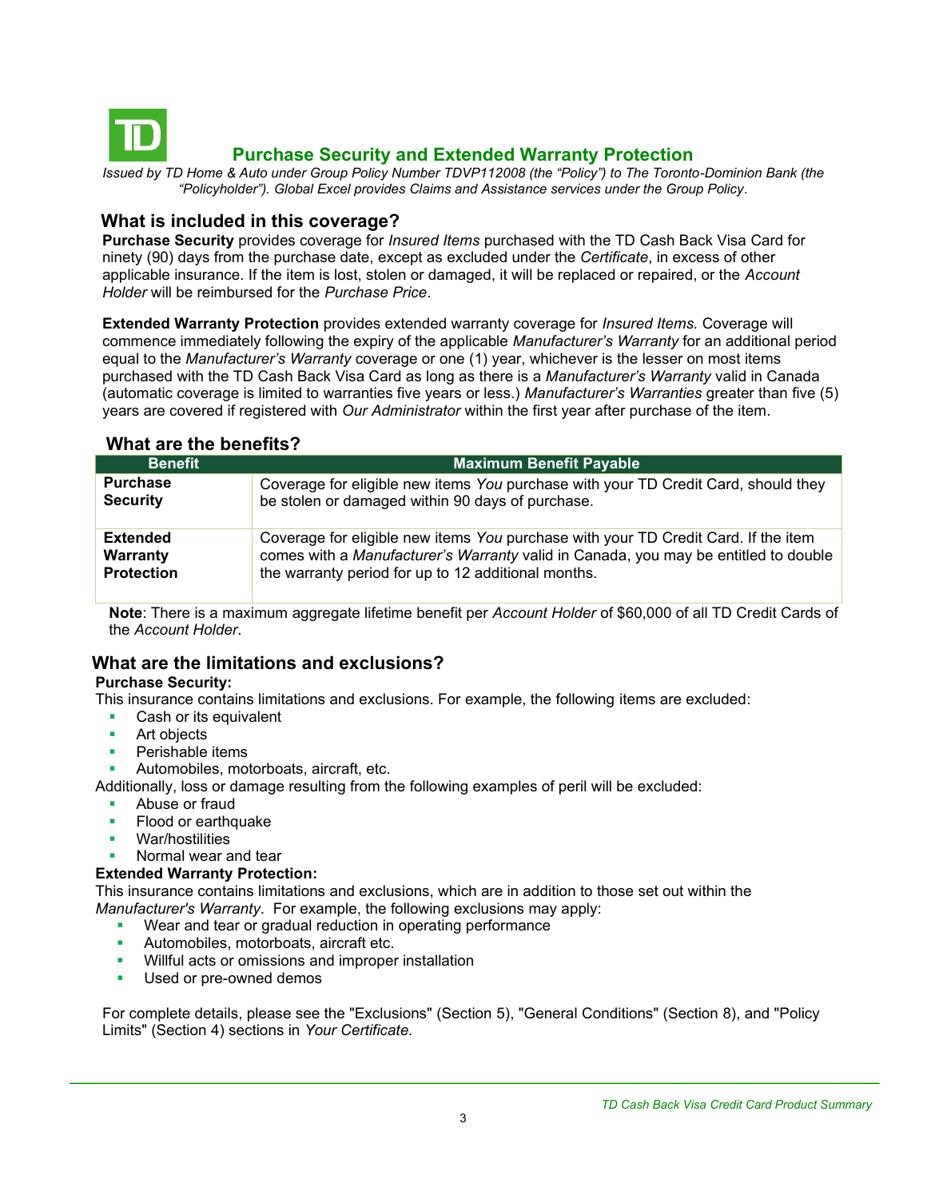## Purchase Security and Extended Warranty Protection

*Issued by TD Home & Auto under Group Policy Number TDVP112008 (the "Policy") to The Toronto-Dominion Bank (the "Policyholder"). Global Excel provides Claims and Assistance services under the Group Policy.*

### What is included in this coverage?

**Purchase Security** provides coverage for *Insured Items* purchased with the TD Cash Back Visa Card for ninety (90) days from the purchase date, except as excluded under the *Certificate*, in excess of other applicable insurance. If the item is lost, stolen or damaged, it will be replaced or repaired, or the *Account Holder* will be reimbursed for the *Purchase Price*.

**Extended Warranty Protection** provides extended warranty coverage for *Insured Items.* Coverage will commence immediately following the expiry of the applicable *Manufacturer's Warranty* for an additional period equal to the *Manufacturer's Warranty* coverage or one (1) year, whichever is the lesser on most items purchased with the TD Cash Back Visa Card as long as there is a *Manufacturer's Warranty* valid in Canada (automatic coverage is limited to warranties five years or less.) *Manufacturer's Warranties* greater than five (5) years are covered if registered with *Our Administrator* within the first year after purchase of the item.

### What are the benefits?

| Benefit | Maximum Benefit Payable |
|---|---|
| **Purchase Security** | Coverage for eligible new items *You* purchase with your TD Credit Card, should they be stolen or damaged within 90 days of purchase. |
| **Extended Warranty Protection** | Coverage for eligible new items *You* purchase with your TD Credit Card. If the item comes with a *Manufacturer's Warranty* valid in Canada, you may be entitled to double the warranty period for up to 12 additional months. |

**Note**: There is a maximum aggregate lifetime benefit per *Account Holder* of $60,000 of all TD Credit Cards of the *Account Holder*.

### What are the limitations and exclusions?

**Purchase Security:**

This insurance contains limitations and exclusions. For example, the following items are excluded:

- Cash or its equivalent
- Art objects
- Perishable items
- Automobiles, motorboats, aircraft, etc.

Additionally, loss or damage resulting from the following examples of peril will be excluded:

- Abuse or fraud
- Flood or earthquake
- War/hostilities
- Normal wear and tear

**Extended Warranty Protection:**

This insurance contains limitations and exclusions, which are in addition to those set out within the *Manufacturer's Warranty*. For example, the following exclusions may apply:

- Wear and tear or gradual reduction in operating performance
- Automobiles, motorboats, aircraft etc.
- Willful acts or omissions and improper installation
- Used or pre-owned demos

For complete details, please see the "Exclusions" (Section 5), "General Conditions" (Section 8), and "Policy Limits" (Section 4) sections in *Your Certificate.*